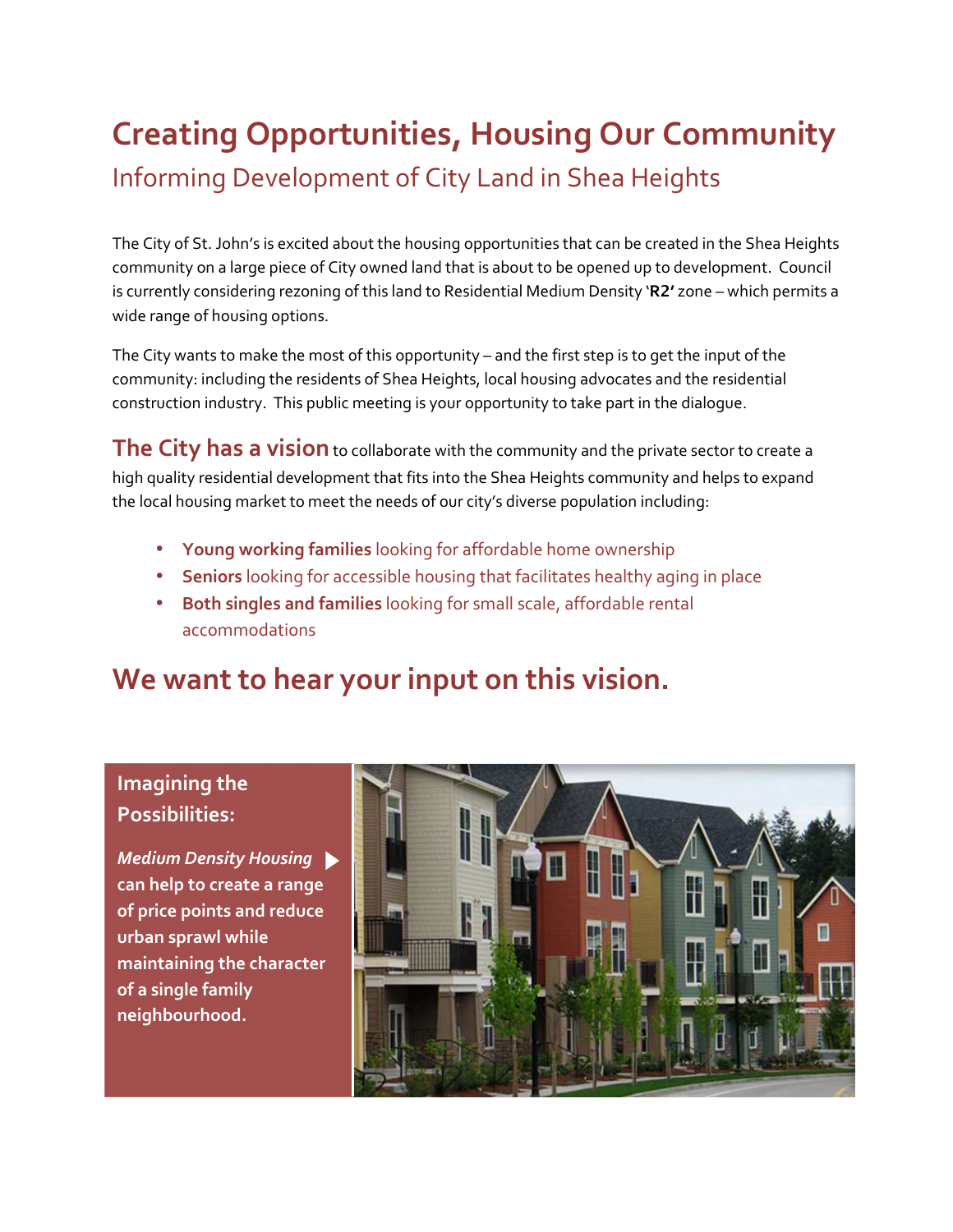# Creating Opportunities, Housing Our Community

## Informing Development of City Land in Shea Heights

The City of St. John's is excited about the housing opportunities that can be created in the Shea Heights community on a large piece of City owned land that is about to be opened up to development. Council is currently considering rezoning of this land to Residential Medium Density '**R2'** zone – which permits a wide range of housing options.

The City wants to make the most of this opportunity – and the first step is to get the input of the community: including the residents of Shea Heights, local housing advocates and the residential construction industry. This public meeting is your opportunity to take part in the dialogue.

**The City has a vision** to collaborate with the community and the private sector to create a high quality residential development that fits into the Shea Heights community and helps to expand the local housing market to meet the needs of our city's diverse population including:

- **Young working families** looking for affordable home ownership
- **Seniors** looking for accessible housing that facilitates healthy aging in place
- **Both singles and families** looking for small scale, affordable rental accommodations

## We want to hear your input on this vision.

**Imagining the Possibilities:**

***Medium Density Housing*** ▶ **can help to create a range of price points and reduce urban sprawl while maintaining the character of a single family neighbourhood.**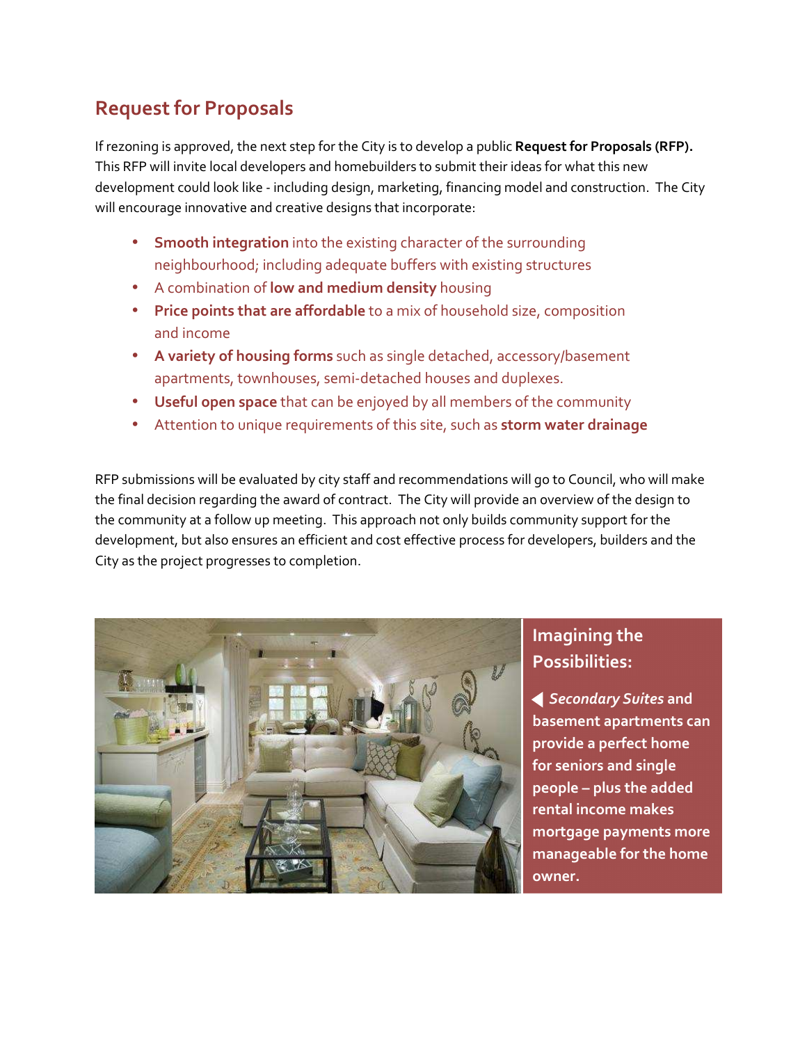## Request for Proposals

If rezoning is approved, the next step for the City is to develop a public **Request for Proposals (RFP).** This RFP will invite local developers and homebuilders to submit their ideas for what this new development could look like - including design, marketing, financing model and construction. The City will encourage innovative and creative designs that incorporate:

- **Smooth integration** into the existing character of the surrounding neighbourhood; including adequate buffers with existing structures
- A combination of **low and medium density** housing
- **Price points that are affordable** to a mix of household size, composition and income
- **A variety of housing forms** such as single detached, accessory/basement apartments, townhouses, semi-detached houses and duplexes.
- **Useful open space** that can be enjoyed by all members of the community
- Attention to unique requirements of this site, such as **storm water drainage**

RFP submissions will be evaluated by city staff and recommendations will go to Council, who will make the final decision regarding the award of contract. The City will provide an overview of the design to the community at a follow up meeting. This approach not only builds community support for the development, but also ensures an efficient and cost effective process for developers, builders and the City as the project progresses to completion.

### Imagining the Possibilities:

◀ ***Secondary Suites* and basement apartments can provide a perfect home for seniors and single people – plus the added rental income makes mortgage payments more manageable for the home owner.**